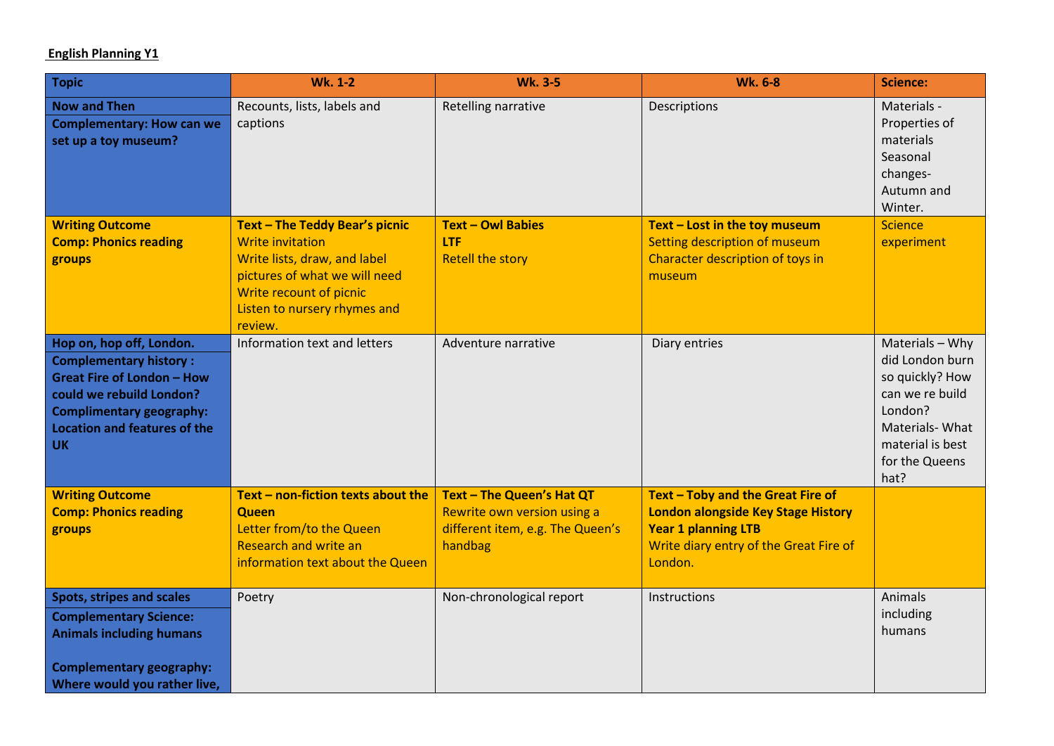**English Planning Y1**

| Topic | Wk. 1-2 | Wk. 3-5 | Wk. 6-8 | Science: |
|---|---|---|---|---|
| **Now and Then**<br>**Complementary: How can we set up a toy museum?** | Recounts, lists, labels and captions | Retelling narrative | Descriptions | Materials - Properties of materials<br>Seasonal changes- Autumn and Winter. |
| **Writing Outcome**<br>**Comp: Phonics reading groups** | **Text – The Teddy Bear's picnic**<br>Write invitation<br>Write lists, draw, and label pictures of what we will need<br>Write recount of picnic<br>Listen to nursery rhymes and review. | **Text – Owl Babies**<br>**LTF**<br>Retell the story | **Text – Lost in the toy museum**<br>Setting description of museum<br>Character description of toys in museum | Science experiment |
| **Hop on, hop off, London.**<br>**Complementary history : Great Fire of London – How could we rebuild London?**<br>**Complimentary geography: Location and features of the UK** | Information text and letters | Adventure narrative | Diary entries | Materials – Why did London burn so quickly? How can we re build London?<br>Materials- What material is best for the Queens hat? |
| **Writing Outcome**<br>**Comp: Phonics reading groups** | **Text – non-fiction texts about the Queen**<br>Letter from/to the Queen<br>Research and write an information text about the Queen | **Text – The Queen's Hat QT**<br>Rewrite own version using a different item, e.g. The Queen's handbag | **Text – Toby and the Great Fire of London alongside Key Stage History Year 1 planning LTB**<br>Write diary entry of the Great Fire of London. | |
| **Spots, stripes and scales**<br>**Complementary Science: Animals including humans**<br><br>**Complementary geography: Where would you rather live,** | Poetry | Non-chronological report | Instructions | Animals including humans |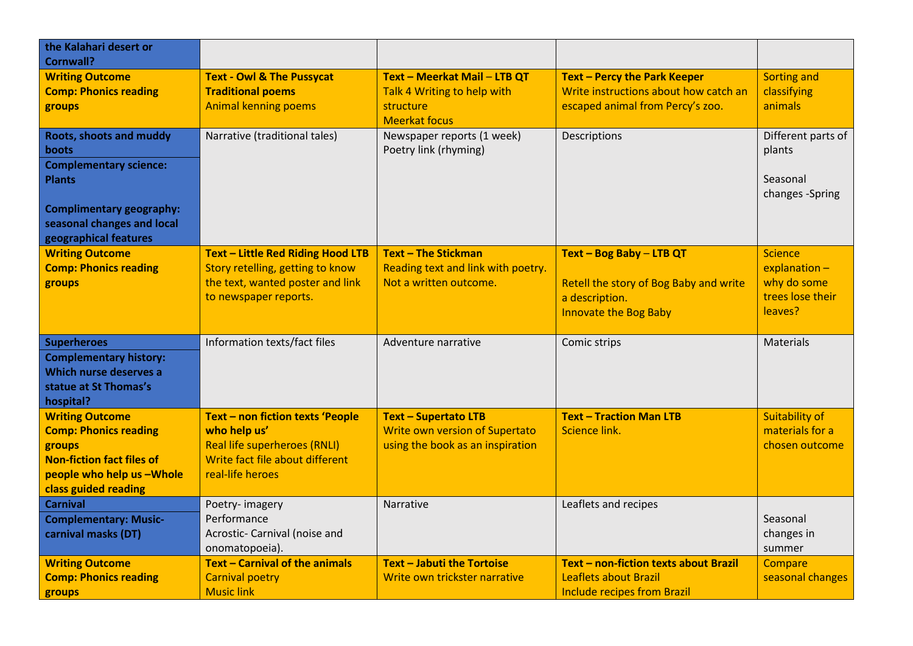| | | | | |
|---|---|---|---|---|
| **the Kalahari desert or Cornwall?** | | | | |
| **Writing Outcome**<br>**Comp: Phonics reading groups** | **Text - Owl & The Pussycat**<br>**Traditional poems**<br>Animal kenning poems | **Text – Meerkat Mail – LTB QT**<br>Talk 4 Writing to help with structure<br>Meerkat focus | **Text – Percy the Park Keeper**<br>Write instructions about how catch an escaped animal from Percy's zoo. | Sorting and classifying animals |
| **Roots, shoots and muddy boots**<br>**Complementary science: Plants**<br><br>**Complimentary geography: seasonal changes and local geographical features** | Narrative (traditional tales) | Newspaper reports (1 week)<br>Poetry link (rhyming) | Descriptions | Different parts of plants<br><br>Seasonal changes -Spring |
| **Writing Outcome**<br>**Comp: Phonics reading groups** | **Text – Little Red Riding Hood LTB**<br>Story retelling, getting to know the text, wanted poster and link to newspaper reports. | **Text – The Stickman**<br>Reading text and link with poetry.<br>Not a written outcome. | **Text – Bog Baby – LTB QT**<br><br>Retell the story of Bog Baby and write a description.<br>Innovate the Bog Baby | Science explanation – why do some trees lose their leaves? |
| **Superheroes**<br>**Complementary history: Which nurse deserves a statue at St Thomas's hospital?** | Information texts/fact files | Adventure narrative | Comic strips | Materials |
| **Writing Outcome**<br>**Comp: Phonics reading groups**<br>**Non-fiction fact files of people who help us –Whole class guided reading** | **Text – non fiction texts 'People who help us'**<br>Real life superheroes (RNLI)<br>Write fact file about different real-life heroes | **Text – Supertato LTB**<br>Write own version of Supertato using the book as an inspiration | **Text – Traction Man LTB**<br>Science link. | Suitability of materials for a chosen outcome |
| **Carnival**<br>**Complementary: Music- carnival masks (DT)** | Poetry- imagery<br>Performance<br>Acrostic- Carnival (noise and onomatopoeia). | Narrative | Leaflets and recipes | Seasonal changes in summer |
| **Writing Outcome**<br>**Comp: Phonics reading groups** | **Text – Carnival of the animals**<br>Carnival poetry<br>Music link | **Text – Jabuti the Tortoise**<br>Write own trickster narrative | **Text – non-fiction texts about Brazil**<br>Leaflets about Brazil<br>Include recipes from Brazil | Compare seasonal changes |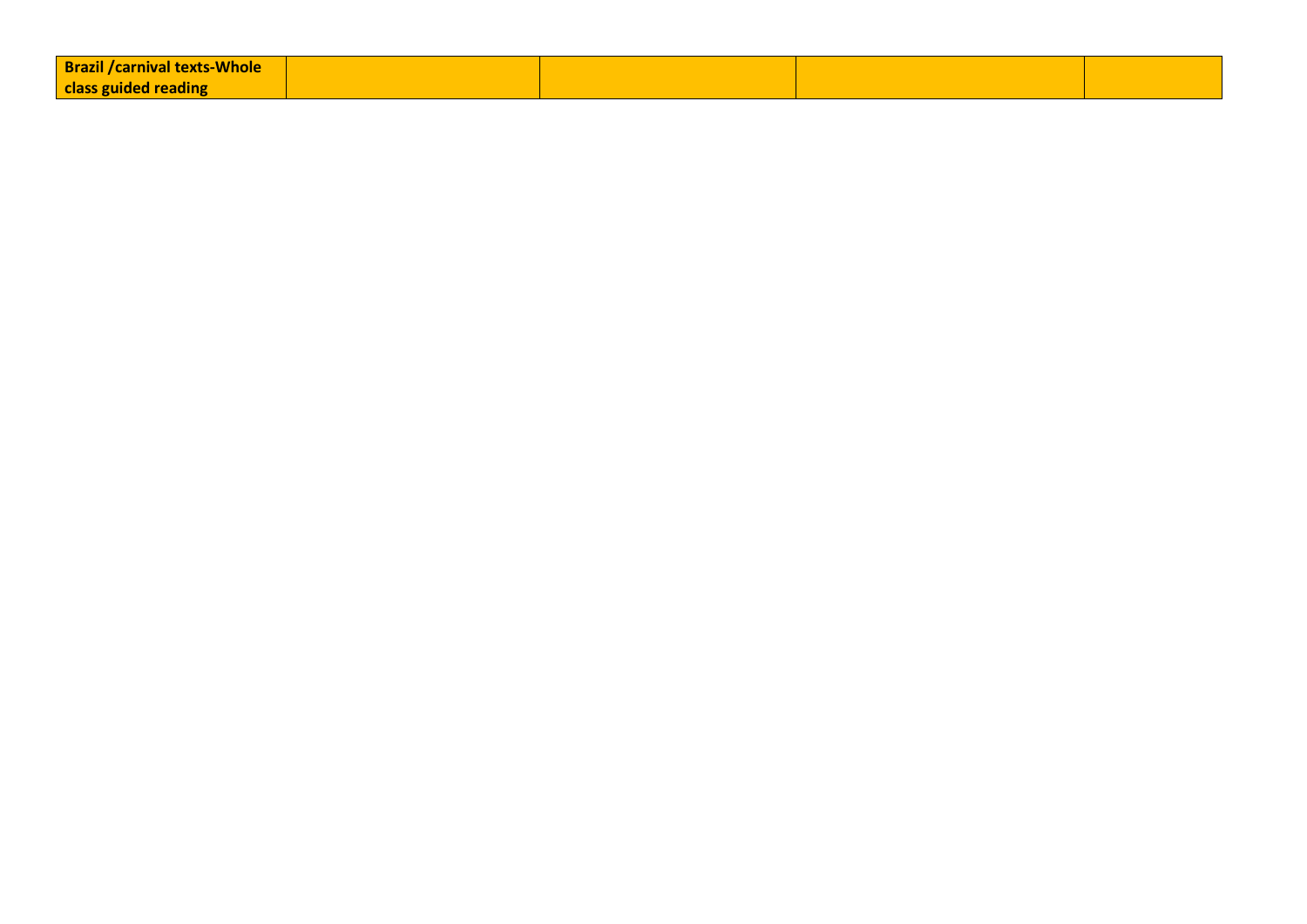| | | | | |
|---|---|---|---|---|
| **Brazil /carnival texts-Whole class guided reading** | | | | |